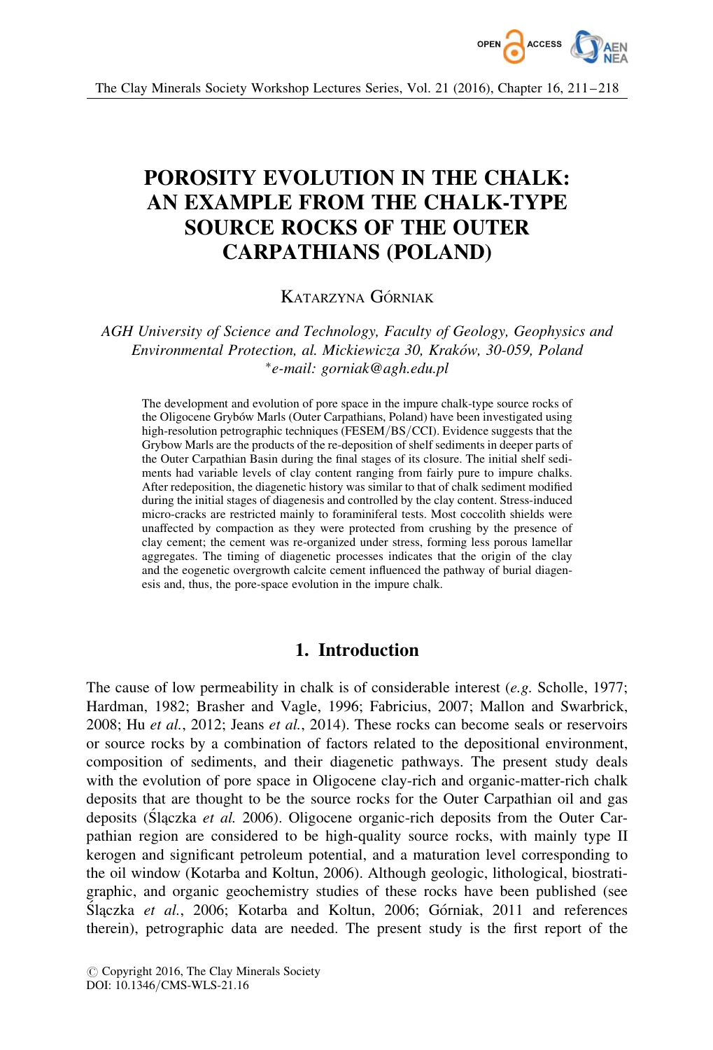# POROSITY EVOLUTION IN THE CHALK: AN EXAMPLE FROM THE CHALK-TYPE SOURCE ROCKS OF THE OUTER CARPATHIANS (POLAND)

KATARZYNA GÓRNIAK

*AGH University of Science and Technology, Faculty of Geology, Geophysics and Environmental Protection, al. Mickiewicza 30, Kraków, 30-059, Poland*
*\*e-mail: gorniak@agh.edu.pl*

The development and evolution of pore space in the impure chalk-type source rocks of the Oligocene Grybów Marls (Outer Carpathians, Poland) have been investigated using high-resolution petrographic techniques (FESEM/BS/CCI). Evidence suggests that the Grybow Marls are the products of the re-deposition of shelf sediments in deeper parts of the Outer Carpathian Basin during the final stages of its closure. The initial shelf sediments had variable levels of clay content ranging from fairly pure to impure chalks. After redeposition, the diagenetic history was similar to that of chalk sediment modified during the initial stages of diagenesis and controlled by the clay content. Stress-induced micro-cracks are restricted mainly to foraminiferal tests. Most coccolith shields were unaffected by compaction as they were protected from crushing by the presence of clay cement; the cement was re-organized under stress, forming less porous lamellar aggregates. The timing of diagenetic processes indicates that the origin of the clay and the eogenetic overgrowth calcite cement influenced the pathway of burial diagenesis and, thus, the pore-space evolution in the impure chalk.

## 1. Introduction

The cause of low permeability in chalk is of considerable interest (*e.g.* Scholle, 1977; Hardman, 1982; Brasher and Vagle, 1996; Fabricius, 2007; Mallon and Swarbrick, 2008; Hu *et al.*, 2012; Jeans *et al.*, 2014). These rocks can become seals or reservoirs or source rocks by a combination of factors related to the depositional environment, composition of sediments, and their diagenetic pathways. The present study deals with the evolution of pore space in Oligocene clay-rich and organic-matter-rich chalk deposits that are thought to be the source rocks for the Outer Carpathian oil and gas deposits (Ślączka *et al.* 2006). Oligocene organic-rich deposits from the Outer Carpathian region are considered to be high-quality source rocks, with mainly type II kerogen and significant petroleum potential, and a maturation level corresponding to the oil window (Kotarba and Koltun, 2006). Although geologic, lithological, biostratigraphic, and organic geochemistry studies of these rocks have been published (see Ślączka *et al.*, 2006; Kotarba and Koltun, 2006; Górniak, 2011 and references therein), petrographic data are needed. The present study is the first report of the

© Copyright 2016, The Clay Minerals Society
DOI: 10.1346/CMS-WLS-21.16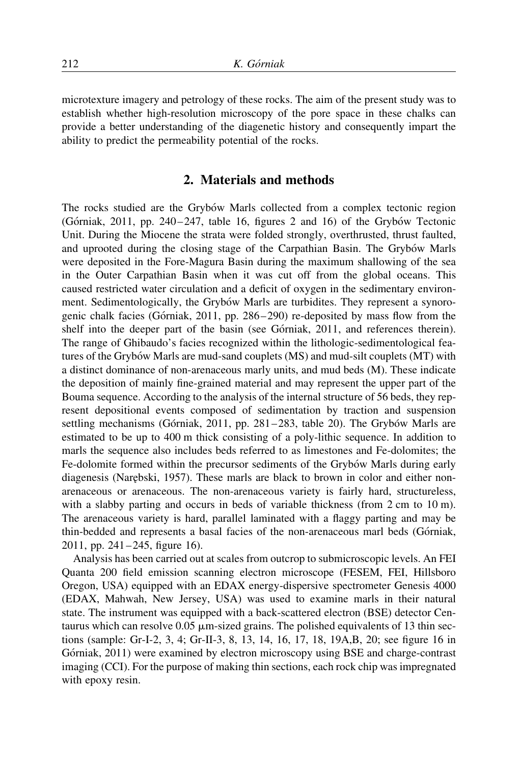microtexture imagery and petrology of these rocks. The aim of the present study was to establish whether high-resolution microscopy of the pore space in these chalks can provide a better understanding of the diagenetic history and consequently impart the ability to predict the permeability potential of the rocks.

## 2. Materials and methods

The rocks studied are the Grybów Marls collected from a complex tectonic region (Górniak, 2011, pp. 240–247, table 16, figures 2 and 16) of the Grybów Tectonic Unit. During the Miocene the strata were folded strongly, overthrusted, thrust faulted, and uprooted during the closing stage of the Carpathian Basin. The Grybów Marls were deposited in the Fore-Magura Basin during the maximum shallowing of the sea in the Outer Carpathian Basin when it was cut off from the global oceans. This caused restricted water circulation and a deficit of oxygen in the sedimentary environment. Sedimentologically, the Grybów Marls are turbidites. They represent a synorogenic chalk facies (Górniak, 2011, pp. 286–290) re-deposited by mass flow from the shelf into the deeper part of the basin (see Górniak, 2011, and references therein). The range of Ghibaudo's facies recognized within the lithologic-sedimentological features of the Grybów Marls are mud-sand couplets (MS) and mud-silt couplets (MT) with a distinct dominance of non-arenaceous marly units, and mud beds (M). These indicate the deposition of mainly fine-grained material and may represent the upper part of the Bouma sequence. According to the analysis of the internal structure of 56 beds, they represent depositional events composed of sedimentation by traction and suspension settling mechanisms (Górniak, 2011, pp. 281–283, table 20). The Grybów Marls are estimated to be up to 400 m thick consisting of a poly-lithic sequence. In addition to marls the sequence also includes beds referred to as limestones and Fe-dolomites; the Fe-dolomite formed within the precursor sediments of the Grybów Marls during early diagenesis (Narębski, 1957). These marls are black to brown in color and either non-arenaceous or arenaceous. The non-arenaceous variety is fairly hard, structureless, with a slabby parting and occurs in beds of variable thickness (from 2 cm to 10 m). The arenaceous variety is hard, parallel laminated with a flaggy parting and may be thin-bedded and represents a basal facies of the non-arenaceous marl beds (Górniak, 2011, pp. 241–245, figure 16).

Analysis has been carried out at scales from outcrop to submicroscopic levels. An FEI Quanta 200 field emission scanning electron microscope (FESEM, FEI, Hillsboro Oregon, USA) equipped with an EDAX energy-dispersive spectrometer Genesis 4000 (EDAX, Mahwah, New Jersey, USA) was used to examine marls in their natural state. The instrument was equipped with a back-scattered electron (BSE) detector Centaurus which can resolve 0.05 μm-sized grains. The polished equivalents of 13 thin sections (sample: Gr-I-2, 3, 4; Gr-II-3, 8, 13, 14, 16, 17, 18, 19A,B, 20; see figure 16 in Górniak, 2011) were examined by electron microscopy using BSE and charge-contrast imaging (CCI). For the purpose of making thin sections, each rock chip was impregnated with epoxy resin.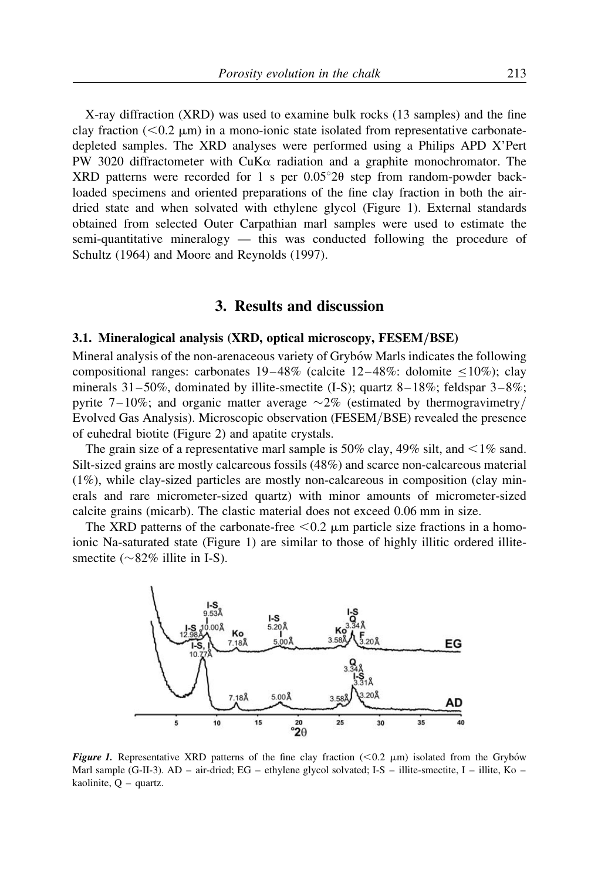X-ray diffraction (XRD) was used to examine bulk rocks (13 samples) and the fine clay fraction (<0.2 μm) in a mono-ionic state isolated from representative carbonate-depleted samples. The XRD analyses were performed using a Philips APD X'Pert PW 3020 diffractometer with CuKα radiation and a graphite monochromator. The XRD patterns were recorded for 1 s per 0.05°2θ step from random-powder back-loaded specimens and oriented preparations of the fine clay fraction in both the air-dried state and when solvated with ethylene glycol (Figure 1). External standards obtained from selected Outer Carpathian marl samples were used to estimate the semi-quantitative mineralogy — this was conducted following the procedure of Schultz (1964) and Moore and Reynolds (1997).

## 3. Results and discussion

### 3.1. Mineralogical analysis (XRD, optical microscopy, FESEM/BSE)

Mineral analysis of the non-arenaceous variety of Grybów Marls indicates the following compositional ranges: carbonates 19–48% (calcite 12–48%: dolomite ≤10%); clay minerals 31–50%, dominated by illite-smectite (I-S); quartz 8–18%; feldspar 3–8%; pyrite 7–10%; and organic matter average ~2% (estimated by thermogravimetry/Evolved Gas Analysis). Microscopic observation (FESEM/BSE) revealed the presence of euhedral biotite (Figure 2) and apatite crystals.

The grain size of a representative marl sample is 50% clay, 49% silt, and <1% sand. Silt-sized grains are mostly calcareous fossils (48%) and scarce non-calcareous material (1%), while clay-sized particles are mostly non-calcareous in composition (clay minerals and rare micrometer-sized quartz) with minor amounts of micrometer-sized calcite grains (micarb). The clastic material does not exceed 0.06 mm in size.

The XRD patterns of the carbonate-free <0.2 μm particle size fractions in a homo-ionic Na-saturated state (Figure 1) are similar to those of highly illitic ordered illite-smectite (~82% illite in I-S).

*Figure 1.* Representative XRD patterns of the fine clay fraction (<0.2 μm) isolated from the Grybów Marl sample (G-II-3). AD – air-dried; EG – ethylene glycol solvated; I-S – illite-smectite, I – illite, Ko – kaolinite, Q – quartz.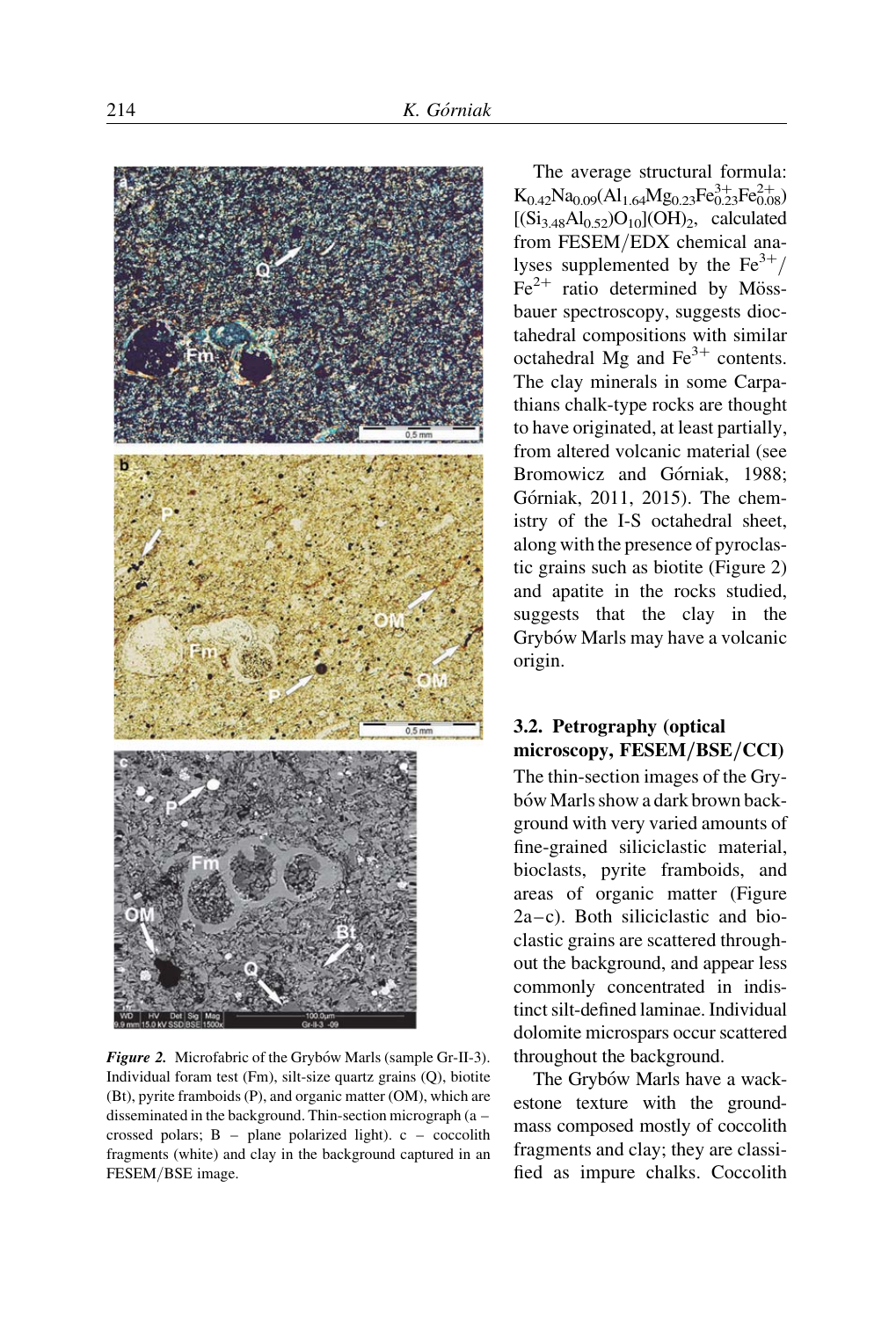The average structural formula: $K_{0.42}Na_{0.09}(Al_{1.64}Mg_{0.23}Fe^{3+}_{0.23}Fe^{2+}_{0.08})[(Si_{3.48}Al_{0.52})O_{10}](OH)_2$, calculated from FESEM/EDX chemical analyses supplemented by the $Fe^{3+}/Fe^{2+}$ ratio determined by Mössbauer spectroscopy, suggests dioctahedral compositions with similar octahedral Mg and $Fe^{3+}$ contents. The clay minerals in some Carpathians chalk-type rocks are thought to have originated, at least partially, from altered volcanic material (see Bromowicz and Górniak, 1988; Górniak, 2011, 2015). The chemistry of the I-S octahedral sheet, along with the presence of pyroclastic grains such as biotite (Figure 2) and apatite in the rocks studied, suggests that the clay in the Grybów Marls may have a volcanic origin.

*Figure 2.* Microfabric of the Grybów Marls (sample Gr-II-3). Individual foram test (Fm), silt-size quartz grains (Q), biotite (Bt), pyrite framboids (P), and organic matter (OM), which are disseminated in the background. Thin-section micrograph (a – crossed polars; B – plane polarized light). c – coccolith fragments (white) and clay in the background captured in an FESEM/BSE image.

## 3.2. Petrography (optical microscopy, FESEM/BSE/CCI)

The thin-section images of the Grybów Marls show a dark brown background with very varied amounts of fine-grained siliciclastic material, bioclasts, pyrite framboids, and areas of organic matter (Figure 2a–c). Both siliciclastic and bioclastic grains are scattered throughout the background, and appear less commonly concentrated in indistinct silt-defined laminae. Individual dolomite microspars occur scattered throughout the background.

The Grybów Marls have a wackestone texture with the groundmass composed mostly of coccolith fragments and clay; they are classified as impure chalks. Coccolith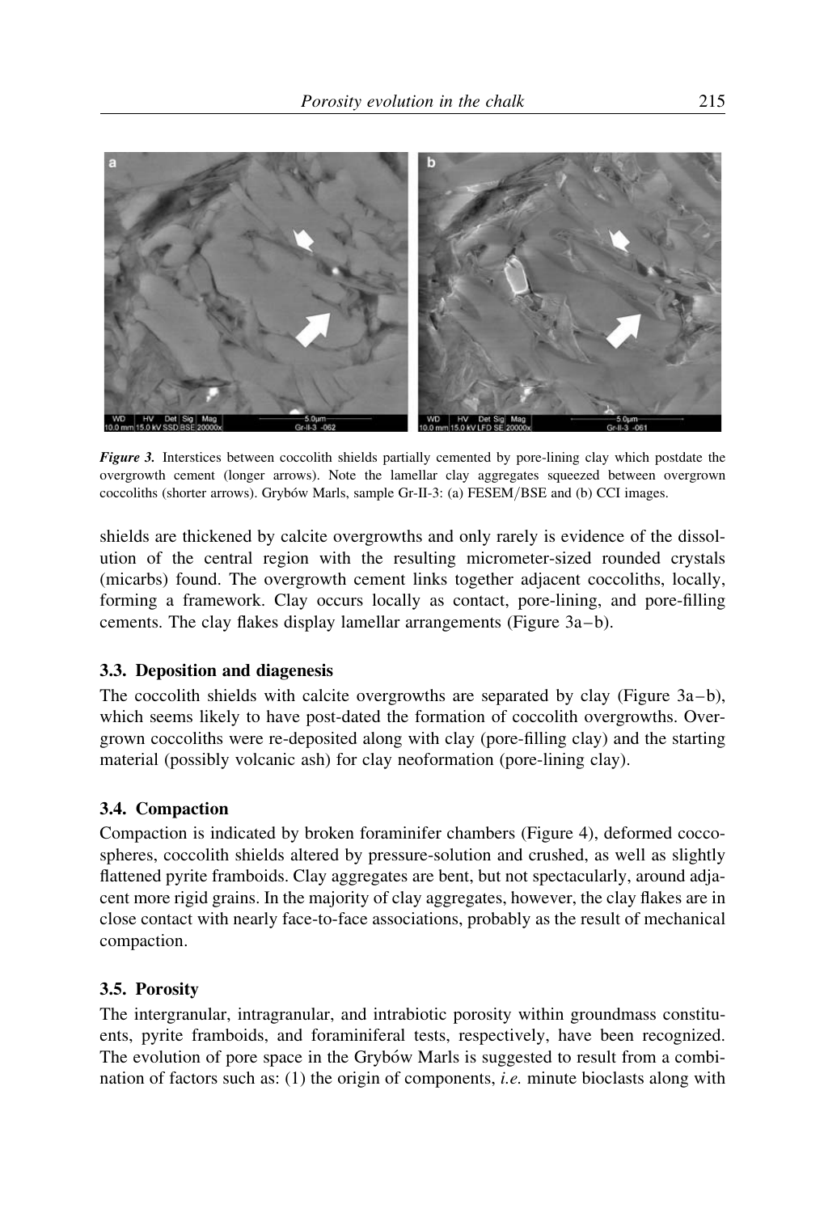*Figure 3.* Interstices between coccolith shields partially cemented by pore-lining clay which postdate the overgrowth cement (longer arrows). Note the lamellar clay aggregates squeezed between overgrown coccoliths (shorter arrows). Grybów Marls, sample Gr-II-3: (a) FESEM/BSE and (b) CCI images.

shields are thickened by calcite overgrowths and only rarely is evidence of the dissolution of the central region with the resulting micrometer-sized rounded crystals (micarbs) found. The overgrowth cement links together adjacent coccoliths, locally, forming a framework. Clay occurs locally as contact, pore-lining, and pore-filling cements. The clay flakes display lamellar arrangements (Figure 3a–b).

### 3.3. Deposition and diagenesis

The coccolith shields with calcite overgrowths are separated by clay (Figure 3a–b), which seems likely to have post-dated the formation of coccolith overgrowths. Overgrown coccoliths were re-deposited along with clay (pore-filling clay) and the starting material (possibly volcanic ash) for clay neoformation (pore-lining clay).

### 3.4. Compaction

Compaction is indicated by broken foraminifer chambers (Figure 4), deformed coccospheres, coccolith shields altered by pressure-solution and crushed, as well as slightly flattened pyrite framboids. Clay aggregates are bent, but not spectacularly, around adjacent more rigid grains. In the majority of clay aggregates, however, the clay flakes are in close contact with nearly face-to-face associations, probably as the result of mechanical compaction.

### 3.5. Porosity

The intergranular, intragranular, and intrabiotic porosity within groundmass constituents, pyrite framboids, and foraminiferal tests, respectively, have been recognized. The evolution of pore space in the Grybów Marls is suggested to result from a combination of factors such as: (1) the origin of components, *i.e.* minute bioclasts along with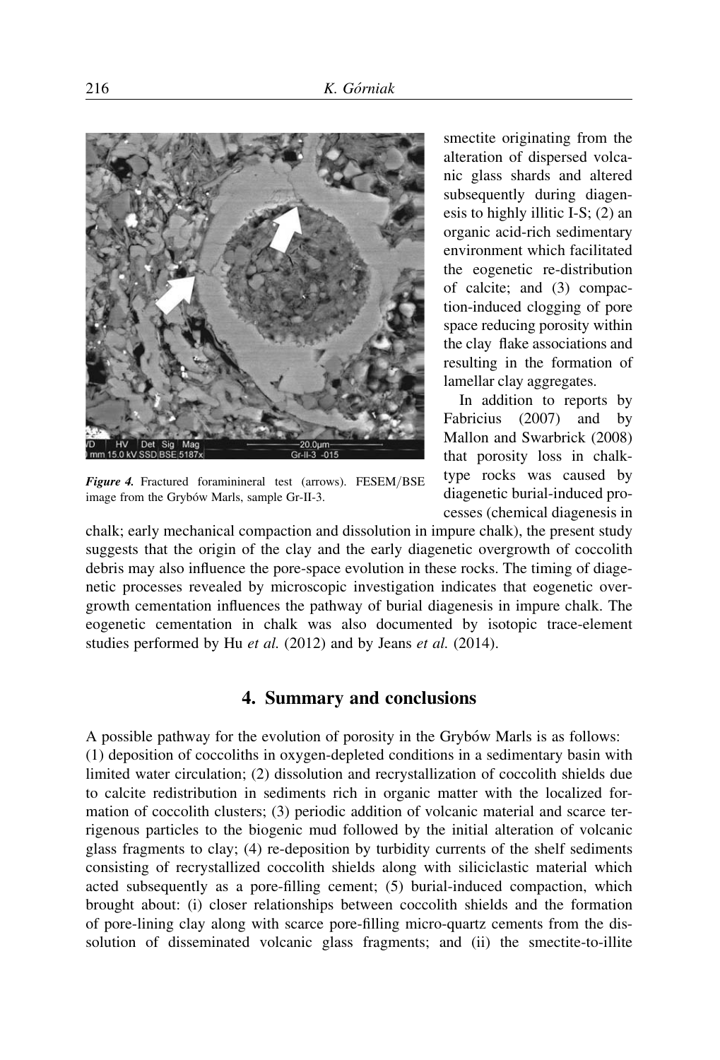smectite originating from the alteration of dispersed volcanic glass shards and altered subsequently during diagenesis to highly illitic I-S; (2) an organic acid-rich sedimentary environment which facilitated the eogenetic re-distribution of calcite; and (3) compaction-induced clogging of pore space reducing porosity within the clay flake associations and resulting in the formation of lamellar clay aggregates.

***Figure 4.*** Fractured foramininereal test (arrows). FESEM/BSE image from the Grybów Marls, sample Gr-II-3.

In addition to reports by Fabricius (2007) and by Mallon and Swarbrick (2008) that porosity loss in chalk-type rocks was caused by diagenetic burial-induced processes (chemical diagenesis in chalk; early mechanical compaction and dissolution in impure chalk), the present study suggests that the origin of the clay and the early diagenetic overgrowth of coccolith debris may also influence the pore-space evolution in these rocks. The timing of diagenetic processes revealed by microscopic investigation indicates that eogenetic overgrowth cementation influences the pathway of burial diagenesis in impure chalk. The eogenetic cementation in chalk was also documented by isotopic trace-element studies performed by Hu *et al.* (2012) and by Jeans *et al.* (2014).

## 4. Summary and conclusions

A possible pathway for the evolution of porosity in the Grybów Marls is as follows: (1) deposition of coccoliths in oxygen-depleted conditions in a sedimentary basin with limited water circulation; (2) dissolution and recrystallization of coccolith shields due to calcite redistribution in sediments rich in organic matter with the localized formation of coccolith clusters; (3) periodic addition of volcanic material and scarce terrigenous particles to the biogenic mud followed by the initial alteration of volcanic glass fragments to clay; (4) re-deposition by turbidity currents of the shelf sediments consisting of recrystallized coccolith shields along with siliciclastic material which acted subsequently as a pore-filling cement; (5) burial-induced compaction, which brought about: (i) closer relationships between coccolith shields and the formation of pore-lining clay along with scarce pore-filling micro-quartz cements from the dissolution of disseminated volcanic glass fragments; and (ii) the smectite-to-illite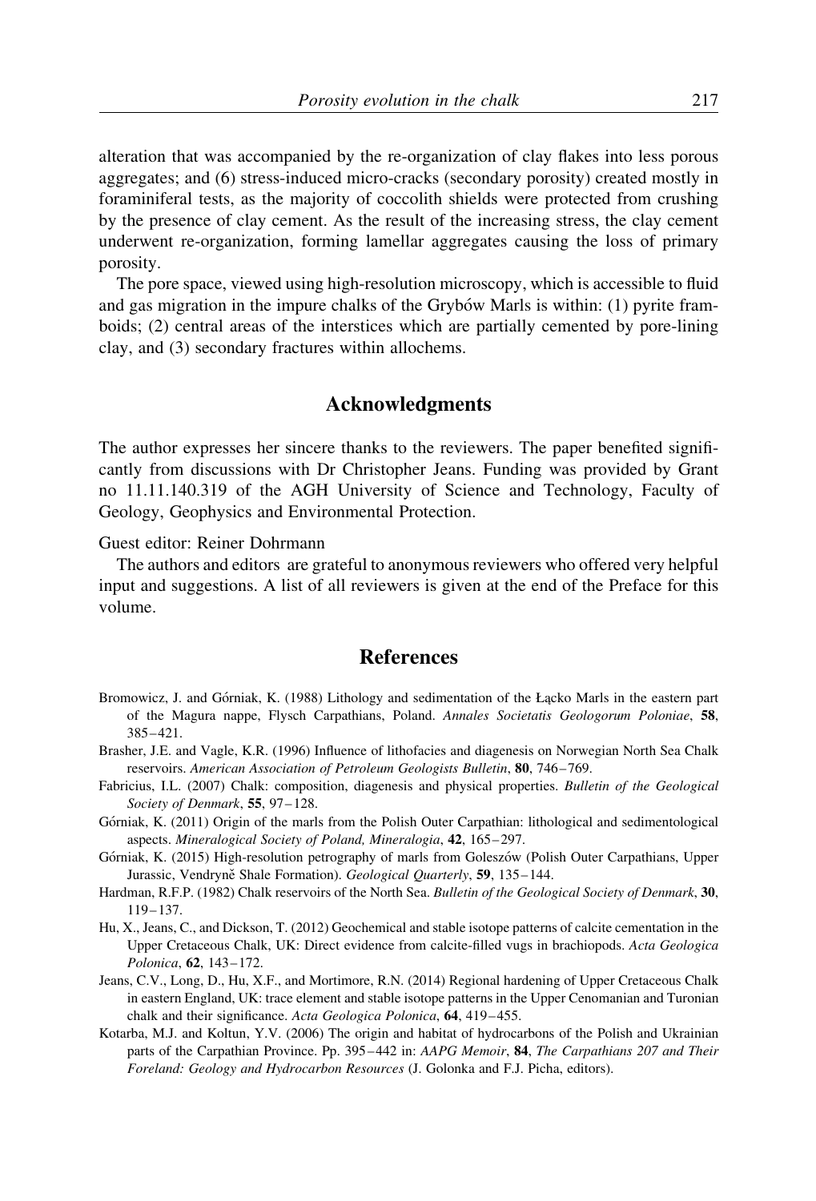alteration that was accompanied by the re-organization of clay flakes into less porous aggregates; and (6) stress-induced micro-cracks (secondary porosity) created mostly in foraminiferal tests, as the majority of coccolith shields were protected from crushing by the presence of clay cement. As the result of the increasing stress, the clay cement underwent re-organization, forming lamellar aggregates causing the loss of primary porosity.

The pore space, viewed using high-resolution microscopy, which is accessible to fluid and gas migration in the impure chalks of the Grybów Marls is within: (1) pyrite framboids; (2) central areas of the interstices which are partially cemented by pore-lining clay, and (3) secondary fractures within allochems.

## Acknowledgments

The author expresses her sincere thanks to the reviewers. The paper benefited significantly from discussions with Dr Christopher Jeans. Funding was provided by Grant no 11.11.140.319 of the AGH University of Science and Technology, Faculty of Geology, Geophysics and Environmental Protection.

Guest editor: Reiner Dohrmann

The authors and editors are grateful to anonymous reviewers who offered very helpful input and suggestions. A list of all reviewers is given at the end of the Preface for this volume.

## References

Bromowicz, J. and Górniak, K. (1988) Lithology and sedimentation of the Łącko Marls in the eastern part of the Magura nappe, Flysch Carpathians, Poland. *Annales Societatis Geologorum Poloniae*, **58**, 385–421.

Brasher, J.E. and Vagle, K.R. (1996) Influence of lithofacies and diagenesis on Norwegian North Sea Chalk reservoirs. *American Association of Petroleum Geologists Bulletin*, **80**, 746–769.

Fabricius, I.L. (2007) Chalk: composition, diagenesis and physical properties. *Bulletin of the Geological Society of Denmark*, **55**, 97–128.

Górniak, K. (2011) Origin of the marls from the Polish Outer Carpathian: lithological and sedimentological aspects. *Mineralogical Society of Poland, Mineralogia*, **42**, 165–297.

Górniak, K. (2015) High-resolution petrography of marls from Goleszów (Polish Outer Carpathians, Upper Jurassic, Vendryně Shale Formation). *Geological Quarterly*, **59**, 135–144.

Hardman, R.F.P. (1982) Chalk reservoirs of the North Sea. *Bulletin of the Geological Society of Denmark*, **30**, 119–137.

Hu, X., Jeans, C., and Dickson, T. (2012) Geochemical and stable isotope patterns of calcite cementation in the Upper Cretaceous Chalk, UK: Direct evidence from calcite-filled vugs in brachiopods. *Acta Geologica Polonica*, **62**, 143–172.

Jeans, C.V., Long, D., Hu, X.F., and Mortimore, R.N. (2014) Regional hardening of Upper Cretaceous Chalk in eastern England, UK: trace element and stable isotope patterns in the Upper Cenomanian and Turonian chalk and their significance. *Acta Geologica Polonica*, **64**, 419–455.

Kotarba, M.J. and Koltun, Y.V. (2006) The origin and habitat of hydrocarbons of the Polish and Ukrainian parts of the Carpathian Province. Pp. 395–442 in: *AAPG Memoir*, **84**, *The Carpathians 207 and Their Foreland: Geology and Hydrocarbon Resources* (J. Golonka and F.J. Picha, editors).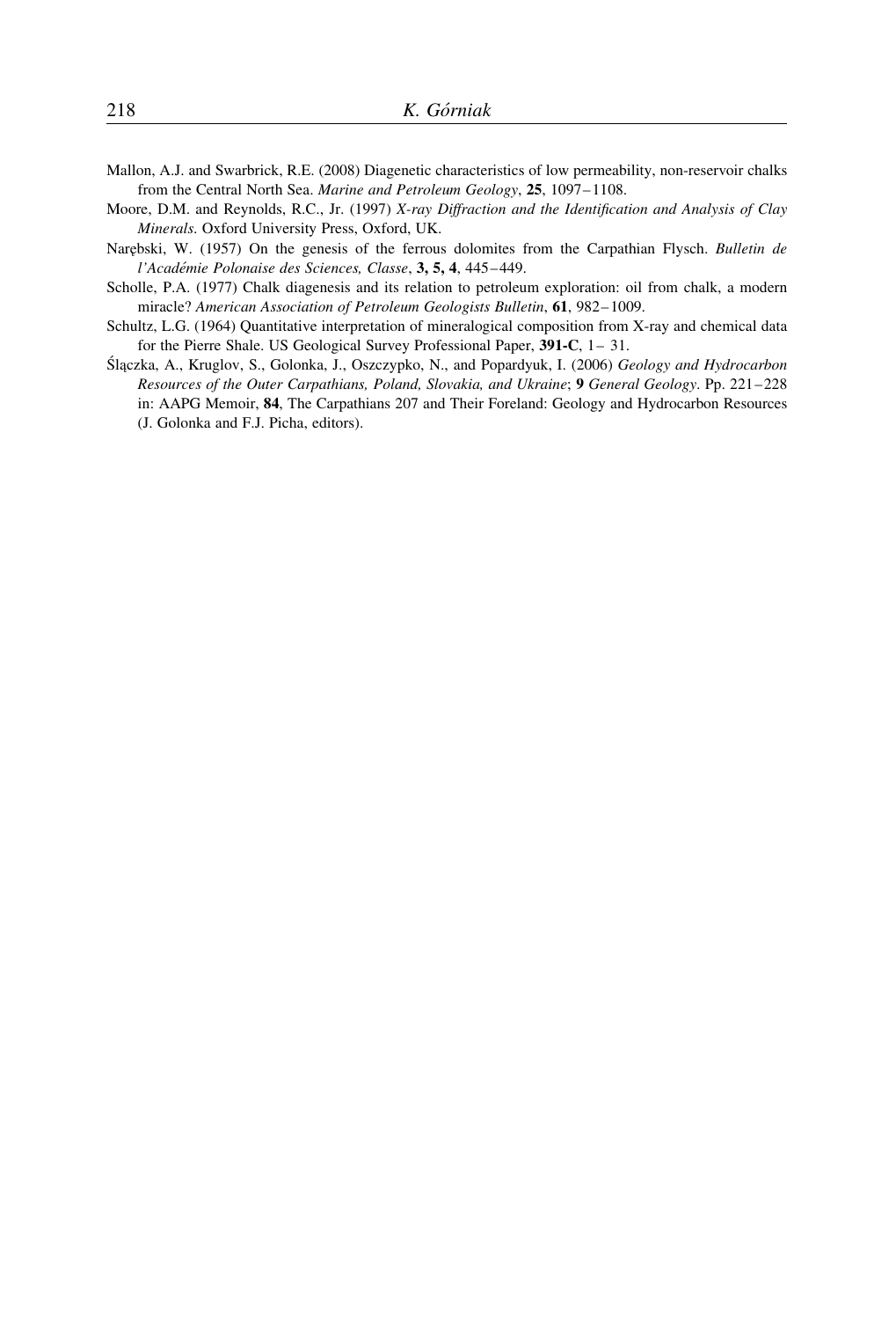Mallon, A.J. and Swarbrick, R.E. (2008) Diagenetic characteristics of low permeability, non-reservoir chalks from the Central North Sea. *Marine and Petroleum Geology*, **25**, 1097–1108.

Moore, D.M. and Reynolds, R.C., Jr. (1997) *X-ray Diffraction and the Identification and Analysis of Clay Minerals*. Oxford University Press, Oxford, UK.

Narębski, W. (1957) On the genesis of the ferrous dolomites from the Carpathian Flysch. *Bulletin de l'Académie Polonaise des Sciences, Classe*, **3, 5, 4**, 445–449.

Scholle, P.A. (1977) Chalk diagenesis and its relation to petroleum exploration: oil from chalk, a modern miracle? *American Association of Petroleum Geologists Bulletin*, **61**, 982–1009.

Schultz, L.G. (1964) Quantitative interpretation of mineralogical composition from X-ray and chemical data for the Pierre Shale. US Geological Survey Professional Paper, **391-C**, 1– 31.

Ślączka, A., Kruglov, S., Golonka, J., Oszczypko, N., and Popardyuk, I. (2006) *Geology and Hydrocarbon Resources of the Outer Carpathians, Poland, Slovakia, and Ukraine*; **9** *General Geology*. Pp. 221–228 in: AAPG Memoir, **84**, The Carpathians 207 and Their Foreland: Geology and Hydrocarbon Resources (J. Golonka and F.J. Picha, editors).